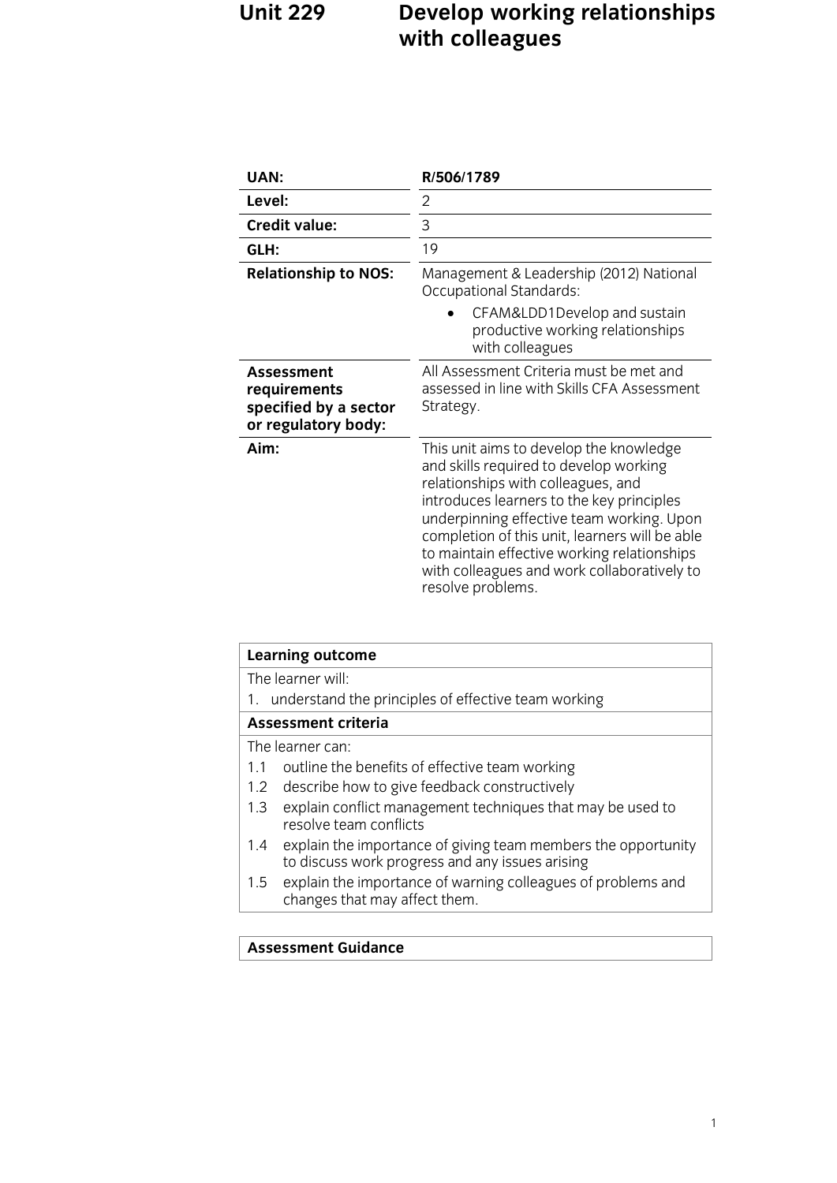# Unit 229 Develop working relationships with colleagues

| | |
|---|---|
| **UAN:** | **R/506/1789** |
| **Level:** | 2 |
| **Credit value:** | 3 |
| **GLH:** | 19 |
| **Relationship to NOS:** | Management & Leadership (2012) National Occupational Standards:<br>• CFAM&LDD1Develop and sustain productive working relationships with colleagues |
| **Assessment requirements specified by a sector or regulatory body:** | All Assessment Criteria must be met and assessed in line with Skills CFA Assessment Strategy. |
| **Aim:** | This unit aims to develop the knowledge and skills required to develop working relationships with colleagues, and introduces learners to the key principles underpinning effective team working. Upon completion of this unit, learners will be able to maintain effective working relationships with colleagues and work collaboratively to resolve problems. |

| **Learning outcome** |
|---|
| The learner will: |
| 1. understand the principles of effective team working |
| **Assessment criteria** |
| The learner can: |
| 1.1 outline the benefits of effective team working |
| 1.2 describe how to give feedback constructively |
| 1.3 explain conflict management techniques that may be used to resolve team conflicts |
| 1.4 explain the importance of giving team members the opportunity to discuss work progress and any issues arising |
| 1.5 explain the importance of warning colleagues of problems and changes that may affect them. |

| **Assessment Guidance** |
|---|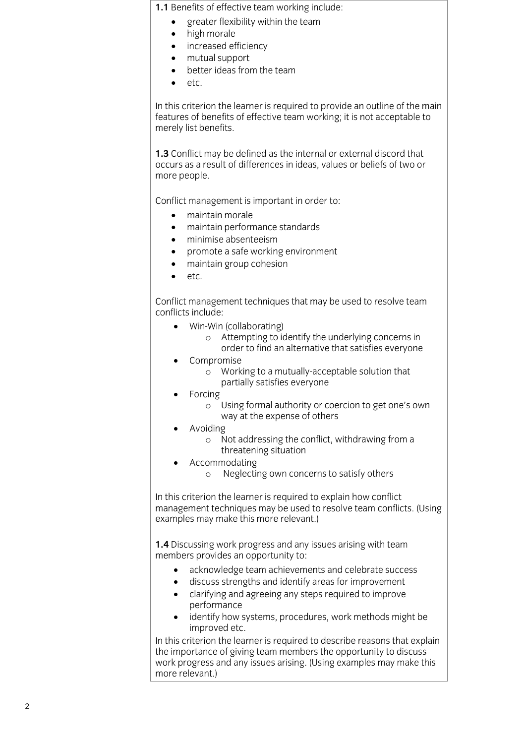**1.1** Benefits of effective team working include:

- greater flexibility within the team
- high morale
- increased efficiency
- mutual support
- better ideas from the team
- etc.

In this criterion the learner is required to provide an outline of the main features of benefits of effective team working; it is not acceptable to merely list benefits.

**1.3** Conflict may be defined as the internal or external discord that occurs as a result of differences in ideas, values or beliefs of two or more people.

Conflict management is important in order to:

- maintain morale
- maintain performance standards
- minimise absenteeism
- promote a safe working environment
- maintain group cohesion
- etc.

Conflict management techniques that may be used to resolve team conflicts include:

- Win-Win (collaborating)
  - Attempting to identify the underlying concerns in order to find an alternative that satisfies everyone
- Compromise
  - Working to a mutually-acceptable solution that partially satisfies everyone
- Forcing
  - Using formal authority or coercion to get one's own way at the expense of others
- Avoiding
  - Not addressing the conflict, withdrawing from a threatening situation
- Accommodating
  - Neglecting own concerns to satisfy others

In this criterion the learner is required to explain how conflict management techniques may be used to resolve team conflicts. (Using examples may make this more relevant.)

**1.4** Discussing work progress and any issues arising with team members provides an opportunity to:

- acknowledge team achievements and celebrate success
- discuss strengths and identify areas for improvement
- clarifying and agreeing any steps required to improve performance
- identify how systems, procedures, work methods might be improved etc.

In this criterion the learner is required to describe reasons that explain the importance of giving team members the opportunity to discuss work progress and any issues arising. (Using examples may make this more relevant.)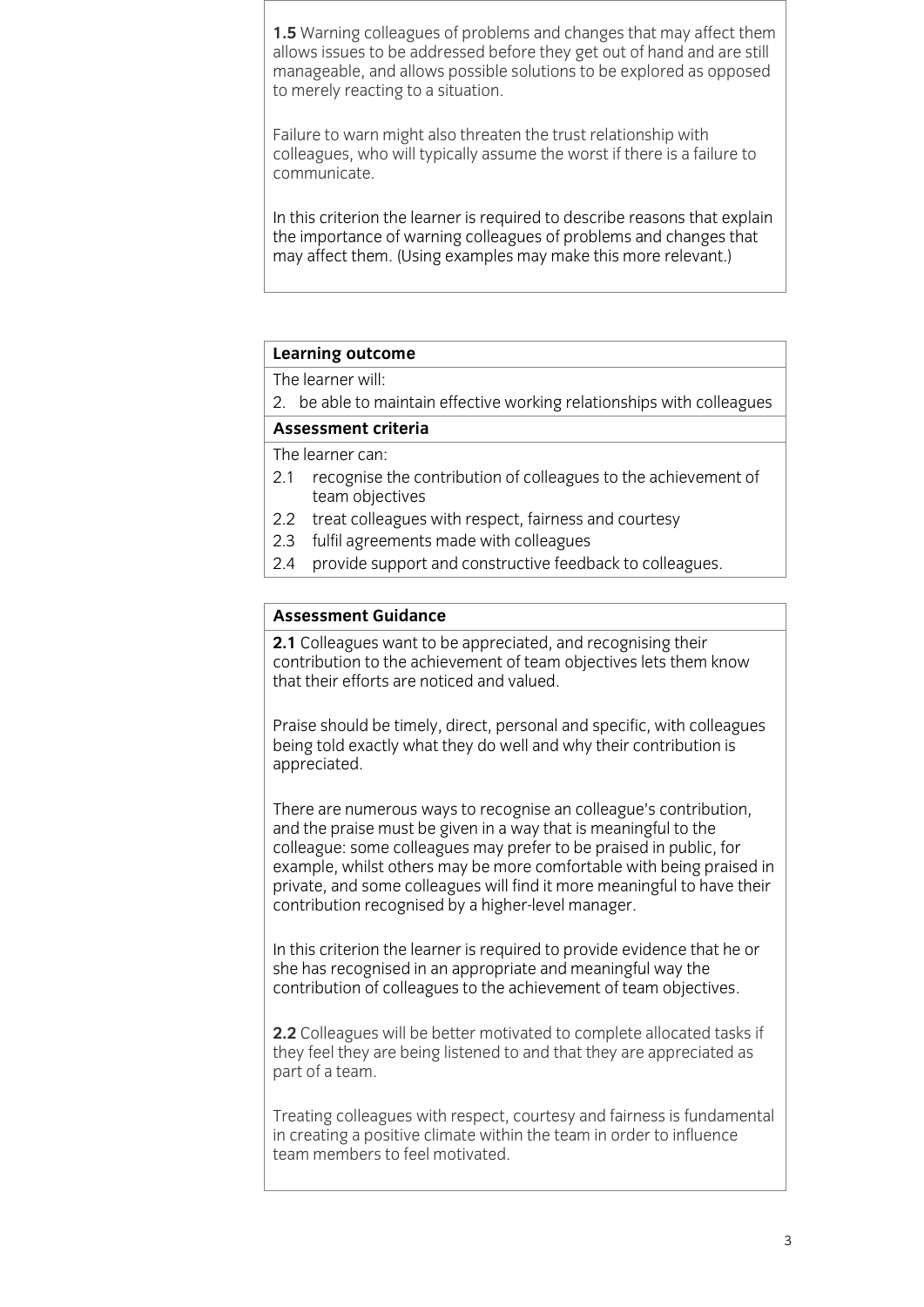**1.5** Warning colleagues of problems and changes that may affect them allows issues to be addressed before they get out of hand and are still manageable, and allows possible solutions to be explored as opposed to merely reacting to a situation.

Failure to warn might also threaten the trust relationship with colleagues, who will typically assume the worst if there is a failure to communicate.

In this criterion the learner is required to describe reasons that explain the importance of warning colleagues of problems and changes that may affect them. (Using examples may make this more relevant.)

**Learning outcome**

The learner will:

2. be able to maintain effective working relationships with colleagues

**Assessment criteria**

The learner can:

2.1 recognise the contribution of colleagues to the achievement of team objectives
2.2 treat colleagues with respect, fairness and courtesy
2.3 fulfil agreements made with colleagues
2.4 provide support and constructive feedback to colleagues.

**Assessment Guidance**

**2.1** Colleagues want to be appreciated, and recognising their contribution to the achievement of team objectives lets them know that their efforts are noticed and valued.

Praise should be timely, direct, personal and specific, with colleagues being told exactly what they do well and why their contribution is appreciated.

There are numerous ways to recognise an colleague's contribution, and the praise must be given in a way that is meaningful to the colleague: some colleagues may prefer to be praised in public, for example, whilst others may be more comfortable with being praised in private, and some colleagues will find it more meaningful to have their contribution recognised by a higher-level manager.

In this criterion the learner is required to provide evidence that he or she has recognised in an appropriate and meaningful way the contribution of colleagues to the achievement of team objectives.

**2.2** Colleagues will be better motivated to complete allocated tasks if they feel they are being listened to and that they are appreciated as part of a team.

Treating colleagues with respect, courtesy and fairness is fundamental in creating a positive climate within the team in order to influence team members to feel motivated.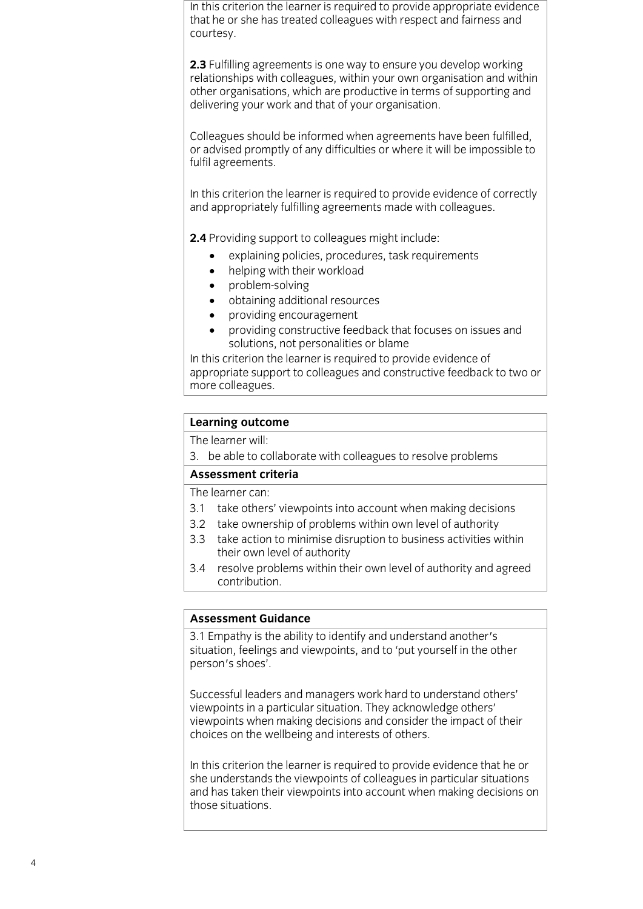In this criterion the learner is required to provide appropriate evidence that he or she has treated colleagues with respect and fairness and courtesy.

**2.3** Fulfilling agreements is one way to ensure you develop working relationships with colleagues, within your own organisation and within other organisations, which are productive in terms of supporting and delivering your work and that of your organisation.

Colleagues should be informed when agreements have been fulfilled, or advised promptly of any difficulties or where it will be impossible to fulfil agreements.

In this criterion the learner is required to provide evidence of correctly and appropriately fulfilling agreements made with colleagues.

**2.4** Providing support to colleagues might include:

- explaining policies, procedures, task requirements
- helping with their workload
- problem-solving
- obtaining additional resources
- providing encouragement
- providing constructive feedback that focuses on issues and solutions, not personalities or blame

In this criterion the learner is required to provide evidence of appropriate support to colleagues and constructive feedback to two or more colleagues.

| **Learning outcome** |
| --- |
| The learner will: |
| 3. be able to collaborate with colleagues to resolve problems |
| **Assessment criteria** |
| The learner can: |
| 3.1 take others' viewpoints into account when making decisions |
| 3.2 take ownership of problems within own level of authority |
| 3.3 take action to minimise disruption to business activities within their own level of authority |
| 3.4 resolve problems within their own level of authority and agreed contribution. |

**Assessment Guidance**

3.1 Empathy is the ability to identify and understand another's situation, feelings and viewpoints, and to 'put yourself in the other person's shoes'.

Successful leaders and managers work hard to understand others' viewpoints in a particular situation. They acknowledge others' viewpoints when making decisions and consider the impact of their choices on the wellbeing and interests of others.

In this criterion the learner is required to provide evidence that he or she understands the viewpoints of colleagues in particular situations and has taken their viewpoints into account when making decisions on those situations.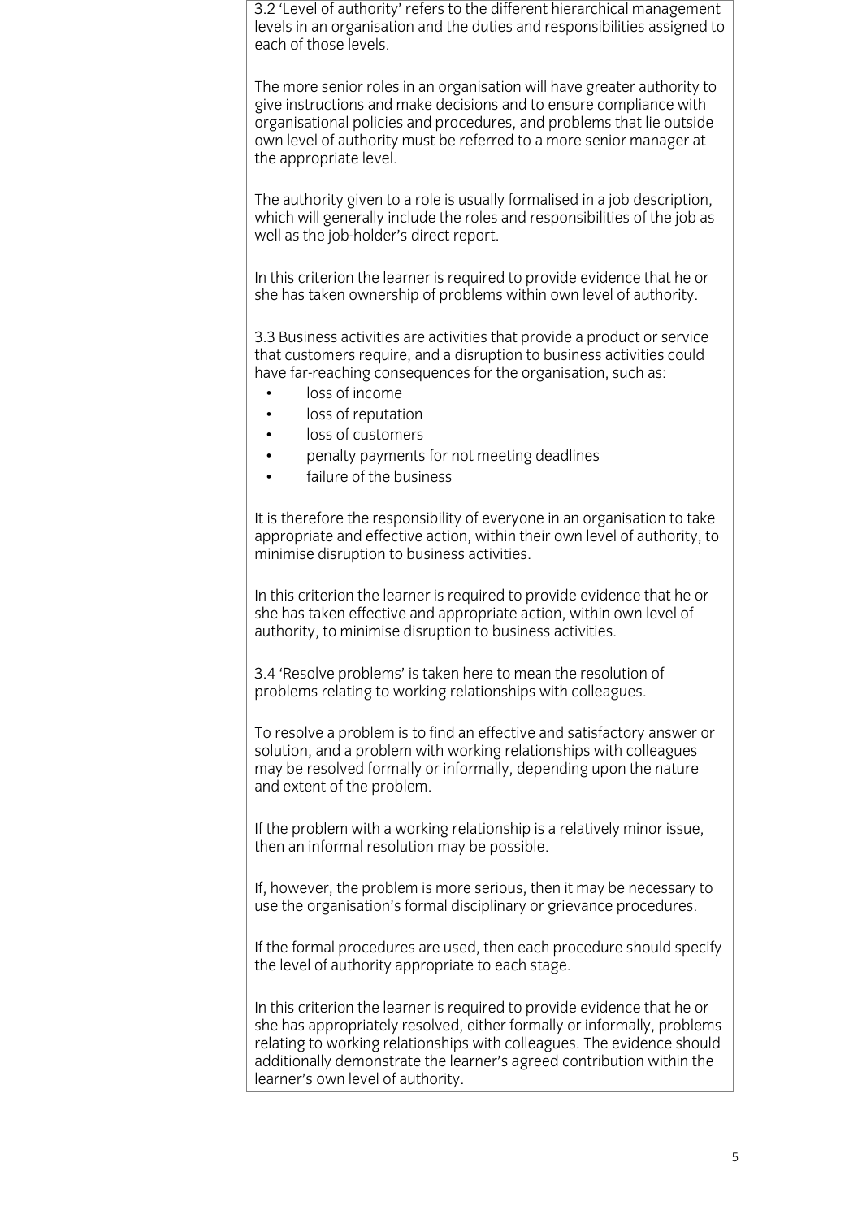3.2 'Level of authority' refers to the different hierarchical management levels in an organisation and the duties and responsibilities assigned to each of those levels.

The more senior roles in an organisation will have greater authority to give instructions and make decisions and to ensure compliance with organisational policies and procedures, and problems that lie outside own level of authority must be referred to a more senior manager at the appropriate level.

The authority given to a role is usually formalised in a job description, which will generally include the roles and responsibilities of the job as well as the job-holder's direct report.

In this criterion the learner is required to provide evidence that he or she has taken ownership of problems within own level of authority.

3.3 Business activities are activities that provide a product or service that customers require, and a disruption to business activities could have far-reaching consequences for the organisation, such as:

- loss of income
- loss of reputation
- loss of customers
- penalty payments for not meeting deadlines
- failure of the business

It is therefore the responsibility of everyone in an organisation to take appropriate and effective action, within their own level of authority, to minimise disruption to business activities.

In this criterion the learner is required to provide evidence that he or she has taken effective and appropriate action, within own level of authority, to minimise disruption to business activities.

3.4 'Resolve problems' is taken here to mean the resolution of problems relating to working relationships with colleagues.

To resolve a problem is to find an effective and satisfactory answer or solution, and a problem with working relationships with colleagues may be resolved formally or informally, depending upon the nature and extent of the problem.

If the problem with a working relationship is a relatively minor issue, then an informal resolution may be possible.

If, however, the problem is more serious, then it may be necessary to use the organisation's formal disciplinary or grievance procedures.

If the formal procedures are used, then each procedure should specify the level of authority appropriate to each stage.

In this criterion the learner is required to provide evidence that he or she has appropriately resolved, either formally or informally, problems relating to working relationships with colleagues. The evidence should additionally demonstrate the learner's agreed contribution within the learner's own level of authority.